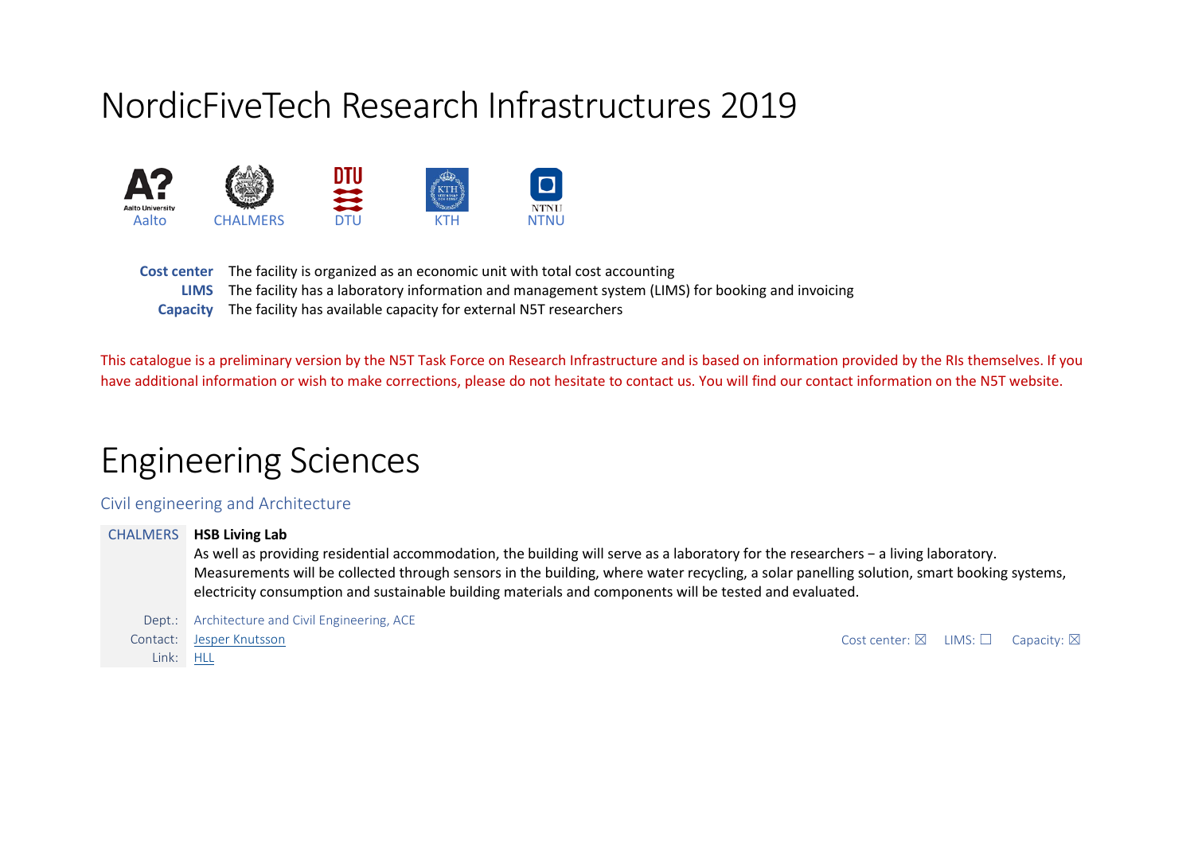# NordicFiveTech Research Infrastructures 2019

Aalto CHALMERS DTU KTH NTNU

**Cost center** The facility is organized as an economic unit with total cost accounting
**LIMS** The facility has a laboratory information and management system (LIMS) for booking and invoicing
**Capacity** The facility has available capacity for external N5T researchers

This catalogue is a preliminary version by the N5T Task Force on Research Infrastructure and is based on information provided by the RIs themselves. If you have additional information or wish to make corrections, please do not hesitate to contact us. You will find our contact information on the N5T website.

# Engineering Sciences

## Civil engineering and Architecture

CHALMERS **HSB Living Lab**

As well as providing residential accommodation, the building will serve as a laboratory for the researchers – a living laboratory. Measurements will be collected through sensors in the building, where water recycling, a solar panelling solution, smart booking systems, electricity consumption and sustainable building materials and components will be tested and evaluated.

Dept.: Architecture and Civil Engineering, ACE
Contact: Jesper Knutsson
Link: HLL

Cost center: ☒ LIMS: ☐ Capacity: ☒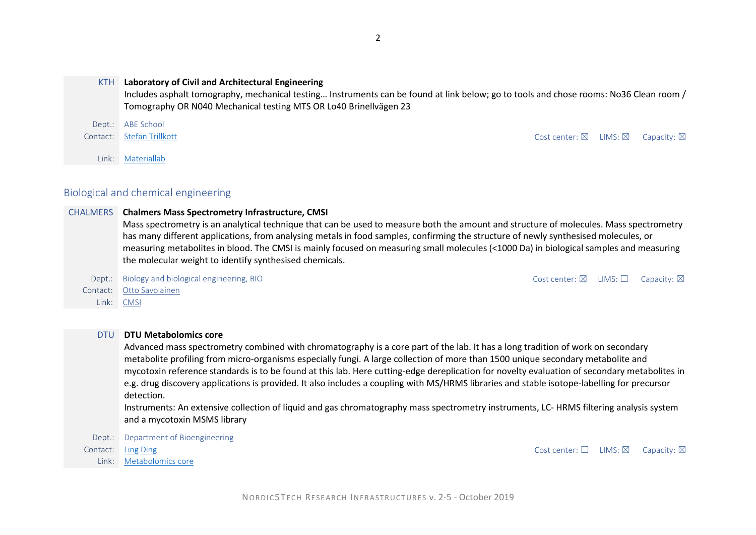**KTH** **Laboratory of Civil and Architectural Engineering**

Includes asphalt tomography, mechanical testing… Instruments can be found at link below; go to tools and chose rooms: No36 Clean room / Tomography OR N040 Mechanical testing MTS OR Lo40 Brinellvägen 23

Dept.: ABE School
Contact: Stefan Trillkott
Link: Materiallab

Cost center: ☒ LIMS: ☒ Capacity: ☒

## Biological and chemical engineering

**CHALMERS** **Chalmers Mass Spectrometry Infrastructure, CMSI**

Mass spectrometry is an analytical technique that can be used to measure both the amount and structure of molecules. Mass spectrometry has many different applications, from analysing metals in food samples, confirming the structure of newly synthesised molecules, or measuring metabolites in blood. The CMSI is mainly focused on measuring small molecules (<1000 Da) in biological samples and measuring the molecular weight to identify synthesised chemicals.

Dept.: Biology and biological engineering, BIO
Contact: Otto Savolainen
Link: CMSI

Cost center: ☒ LIMS: ☐ Capacity: ☒

**DTU** **DTU Metabolomics core**

Advanced mass spectrometry combined with chromatography is a core part of the lab. It has a long tradition of work on secondary metabolite profiling from micro-organisms especially fungi. A large collection of more than 1500 unique secondary metabolite and mycotoxin reference standards is to be found at this lab. Here cutting-edge dereplication for novelty evaluation of secondary metabolites in e.g. drug discovery applications is provided. It also includes a coupling with MS/HRMS libraries and stable isotope-labelling for precursor detection.

Instruments: An extensive collection of liquid and gas chromatography mass spectrometry instruments, LC- HRMS filtering analysis system and a mycotoxin MSMS library

Dept.: Department of Bioengineering
Contact: Ling Ding
Link: Metabolomics core

Cost center: ☐ LIMS: ☒ Capacity: ☒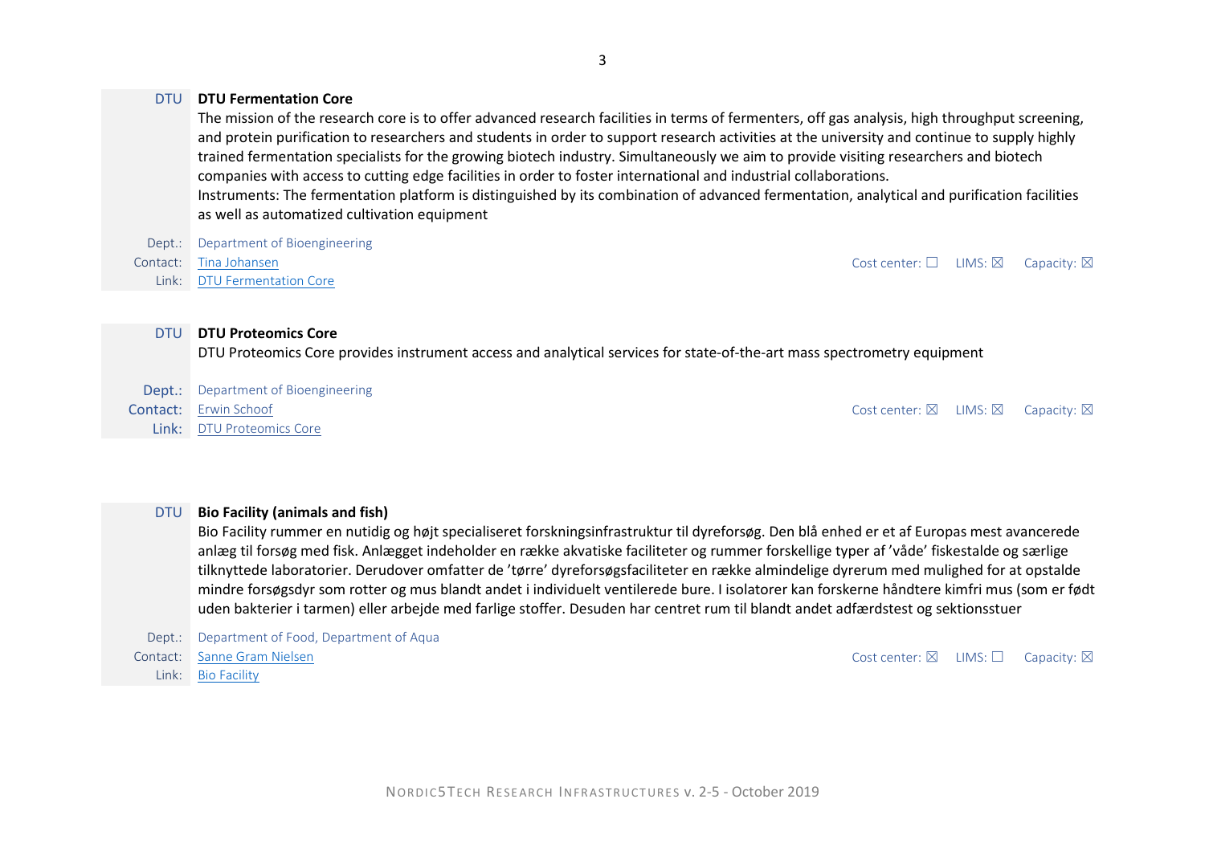DTU **DTU Fermentation Core**

The mission of the research core is to offer advanced research facilities in terms of fermenters, off gas analysis, high throughput screening, and protein purification to researchers and students in order to support research activities at the university and continue to supply highly trained fermentation specialists for the growing biotech industry. Simultaneously we aim to provide visiting researchers and biotech companies with access to cutting edge facilities in order to foster international and industrial collaborations.
Instruments: The fermentation platform is distinguished by its combination of advanced fermentation, analytical and purification facilities as well as automatized cultivation equipment

Dept.: Department of Bioengineering
Contact: Tina Johansen
Link: DTU Fermentation Core

Cost center: ☐ LIMS: ☒ Capacity: ☒

DTU **DTU Proteomics Core**

DTU Proteomics Core provides instrument access and analytical services for state-of-the-art mass spectrometry equipment

Dept.: Department of Bioengineering
Contact: Erwin Schoof
Link: DTU Proteomics Core

Cost center: ☒ LIMS: ☒ Capacity: ☒

DTU **Bio Facility (animals and fish)**

Bio Facility rummer en nutidig og højt specialiseret forskningsinfrastruktur til dyreforsøg. Den blå enhed er et af Europas mest avancerede anlæg til forsøg med fisk. Anlægget indeholder en række akvatiske faciliteter og rummer forskellige typer af 'våde' fiskestalde og særlige tilknyttede laboratorier. Derudover omfatter de 'tørre' dyreforsøgsfaciliteter en række almindelige dyrerum med mulighed for at opstalde mindre forsøgsdyr som rotter og mus blandt andet i individuelt ventilerede bure. I isolatorer kan forskerne håndtere kimfri mus (som er født uden bakterier i tarmen) eller arbejde med farlige stoffer. Desuden har centret rum til blandt andet adfærdstest og sektionsstuer

Dept.: Department of Food, Department of Aqua
Contact: Sanne Gram Nielsen
Link: Bio Facility

Cost center: ☒ LIMS: ☐ Capacity: ☒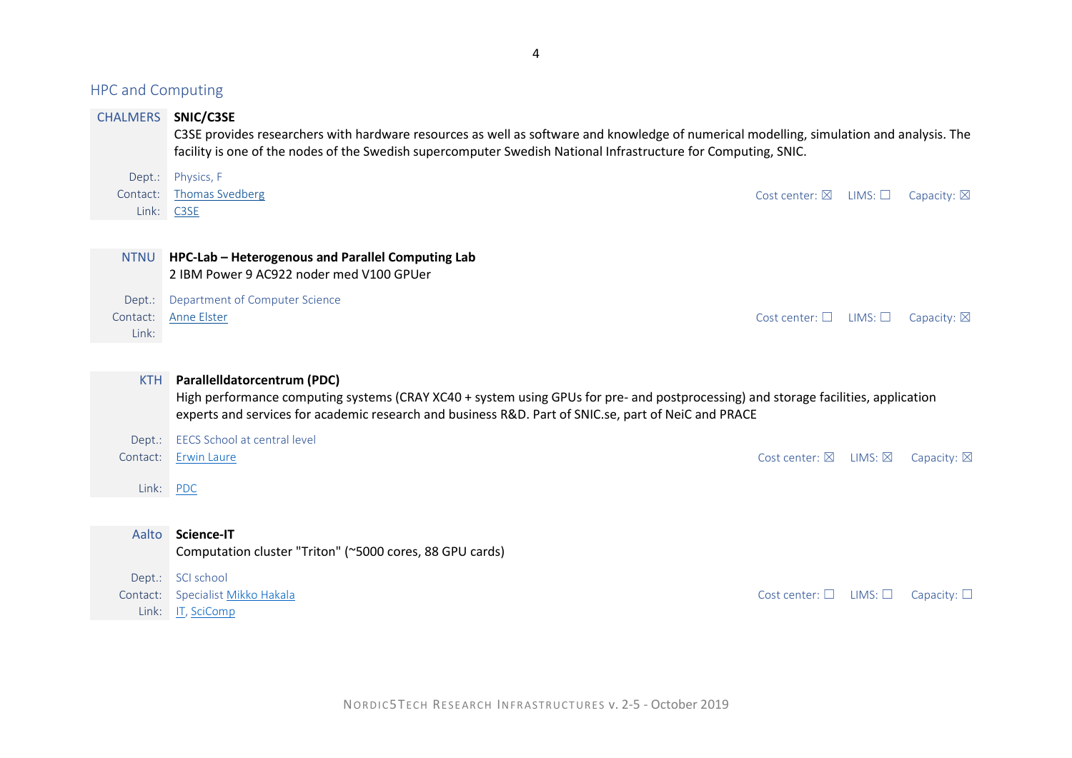## HPC and Computing

**CHALMERS** — **SNIC/C3SE**

C3SE provides researchers with hardware resources as well as software and knowledge of numerical modelling, simulation and analysis. The facility is one of the nodes of the Swedish supercomputer Swedish National Infrastructure for Computing, SNIC.

Dept.: Physics, F
Contact: Thomas Svedberg
Link: C3SE

Cost center: ☒ LIMS: ☐ Capacity: ☒

**NTNU** — **HPC-Lab – Heterogenous and Parallel Computing Lab**

2 IBM Power 9 AC922 noder med V100 GPUer

Dept.: Department of Computer Science
Contact: Anne Elster
Link:

Cost center: ☐ LIMS: ☐ Capacity: ☒

**KTH** — **Parallelldatorcentrum (PDC)**

High performance computing systems (CRAY XC40 + system using GPUs for pre- and postprocessing) and storage facilities, application experts and services for academic research and business R&D. Part of SNIC.se, part of NeiC and PRACE

Dept.: EECS School at central level
Contact: Erwin Laure
Link: PDC

Cost center: ☒ LIMS: ☒ Capacity: ☒

**Aalto** — **Science-IT**

Computation cluster "Triton" (~5000 cores, 88 GPU cards)

Dept.: SCI school
Contact: Specialist Mikko Hakala
Link: IT, SciComp

Cost center: ☐ LIMS: ☐ Capacity: ☐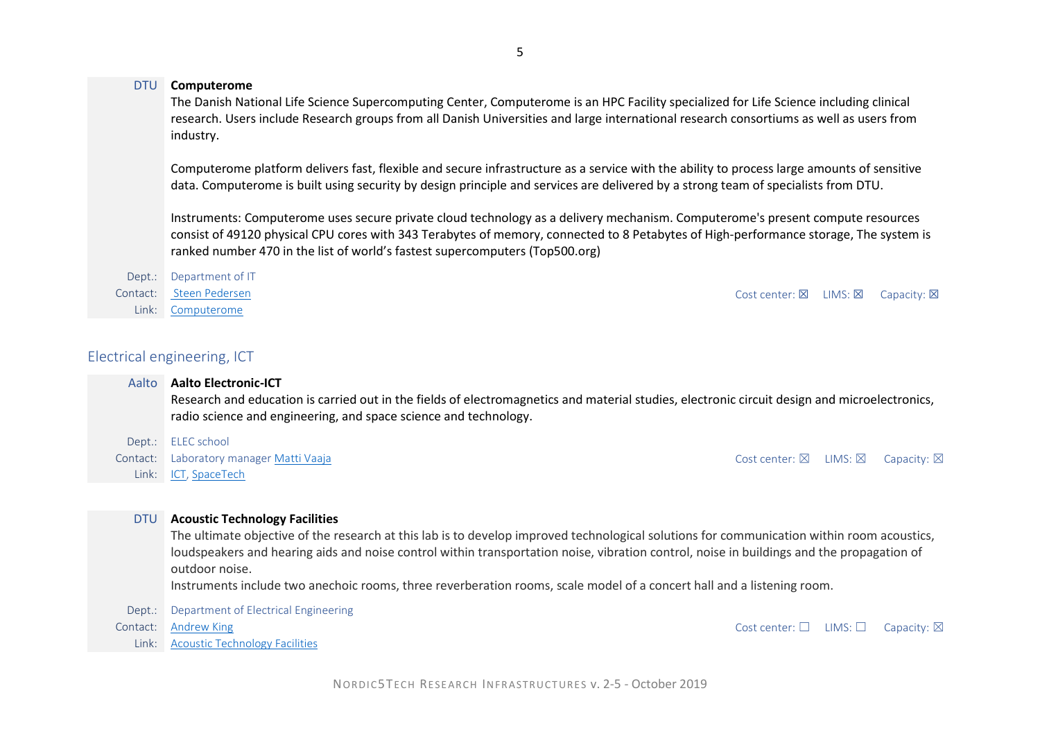DTU **Computerome**

The Danish National Life Science Supercomputing Center, Computerome is an HPC Facility specialized for Life Science including clinical research. Users include Research groups from all Danish Universities and large international research consortiums as well as users from industry.

Computerome platform delivers fast, flexible and secure infrastructure as a service with the ability to process large amounts of sensitive data. Computerome is built using security by design principle and services are delivered by a strong team of specialists from DTU.

Instruments: Computerome uses secure private cloud technology as a delivery mechanism. Computerome's present compute resources consist of 49120 physical CPU cores with 343 Terabytes of memory, connected to 8 Petabytes of High-performance storage, The system is ranked number 470 in the list of world's fastest supercomputers (Top500.org)

Dept.: Department of IT
Contact: Steen Pedersen
Link: Computerome

Cost center: ☒ LIMS: ☒ Capacity: ☒

## Electrical engineering, ICT

Aalto **Aalto Electronic-ICT**

Research and education is carried out in the fields of electromagnetics and material studies, electronic circuit design and microelectronics, radio science and engineering, and space science and technology.

Dept.: ELEC school
Contact: Laboratory manager Matti Vaaja
Link: ICT, SpaceTech

Cost center: ☒ LIMS: ☒ Capacity: ☒

DTU **Acoustic Technology Facilities**

The ultimate objective of the research at this lab is to develop improved technological solutions for communication within room acoustics, loudspeakers and hearing aids and noise control within transportation noise, vibration control, noise in buildings and the propagation of outdoor noise.
Instruments include two anechoic rooms, three reverberation rooms, scale model of a concert hall and a listening room.

Dept.: Department of Electrical Engineering
Contact: Andrew King
Link: Acoustic Technology Facilities

Cost center: ☐ LIMS: ☐ Capacity: ☒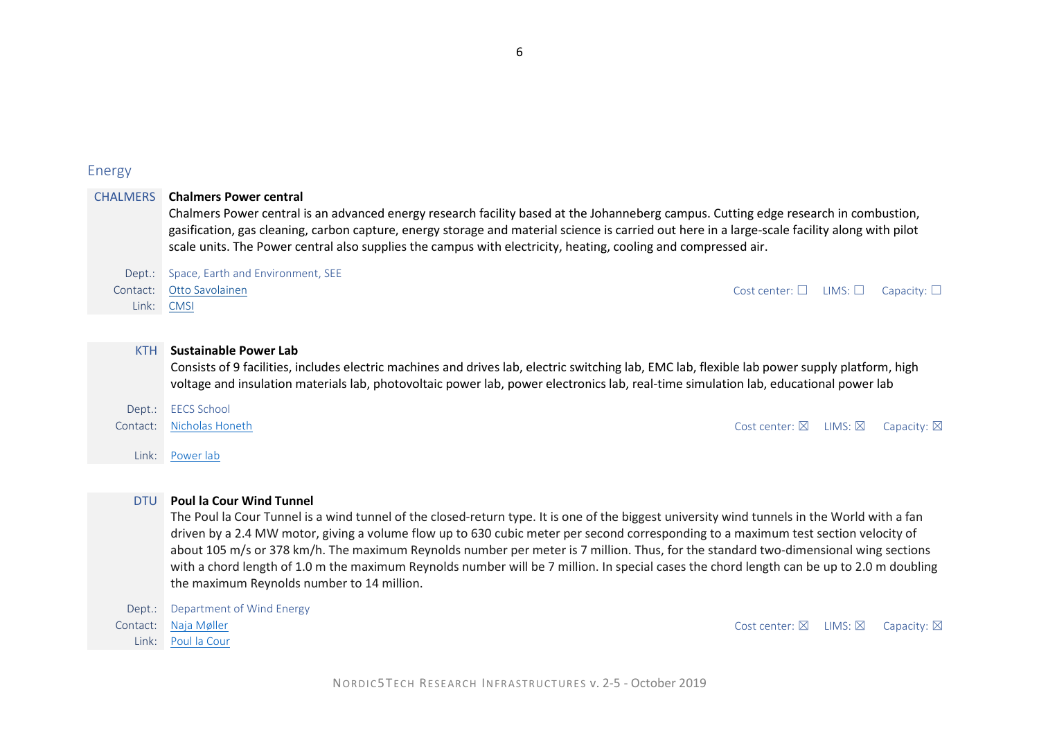## Energy

**CHALMERS** **Chalmers Power central**

Chalmers Power central is an advanced energy research facility based at the Johanneberg campus. Cutting edge research in combustion, gasification, gas cleaning, carbon capture, energy storage and material science is carried out here in a large-scale facility along with pilot scale units. The Power central also supplies the campus with electricity, heating, cooling and compressed air.

Dept.: Space, Earth and Environment, SEE
Contact: Otto Savolainen
Link: CMSI

Cost center: ☐ LIMS: ☐ Capacity: ☐

**KTH** **Sustainable Power Lab**

Consists of 9 facilities, includes electric machines and drives lab, electric switching lab, EMC lab, flexible lab power supply platform, high voltage and insulation materials lab, photovoltaic power lab, power electronics lab, real-time simulation lab, educational power lab

Dept.: EECS School
Contact: Nicholas Honeth
Link: Power lab

Cost center: ☒ LIMS: ☒ Capacity: ☒

**DTU** **Poul la Cour Wind Tunnel**

The Poul la Cour Tunnel is a wind tunnel of the closed-return type. It is one of the biggest university wind tunnels in the World with a fan driven by a 2.4 MW motor, giving a volume flow up to 630 cubic meter per second corresponding to a maximum test section velocity of about 105 m/s or 378 km/h. The maximum Reynolds number per meter is 7 million. Thus, for the standard two-dimensional wing sections with a chord length of 1.0 m the maximum Reynolds number will be 7 million. In special cases the chord length can be up to 2.0 m doubling the maximum Reynolds number to 14 million.

Dept.: Department of Wind Energy
Contact: Naja Møller
Link: Poul la Cour

Cost center: ☒ LIMS: ☒ Capacity: ☒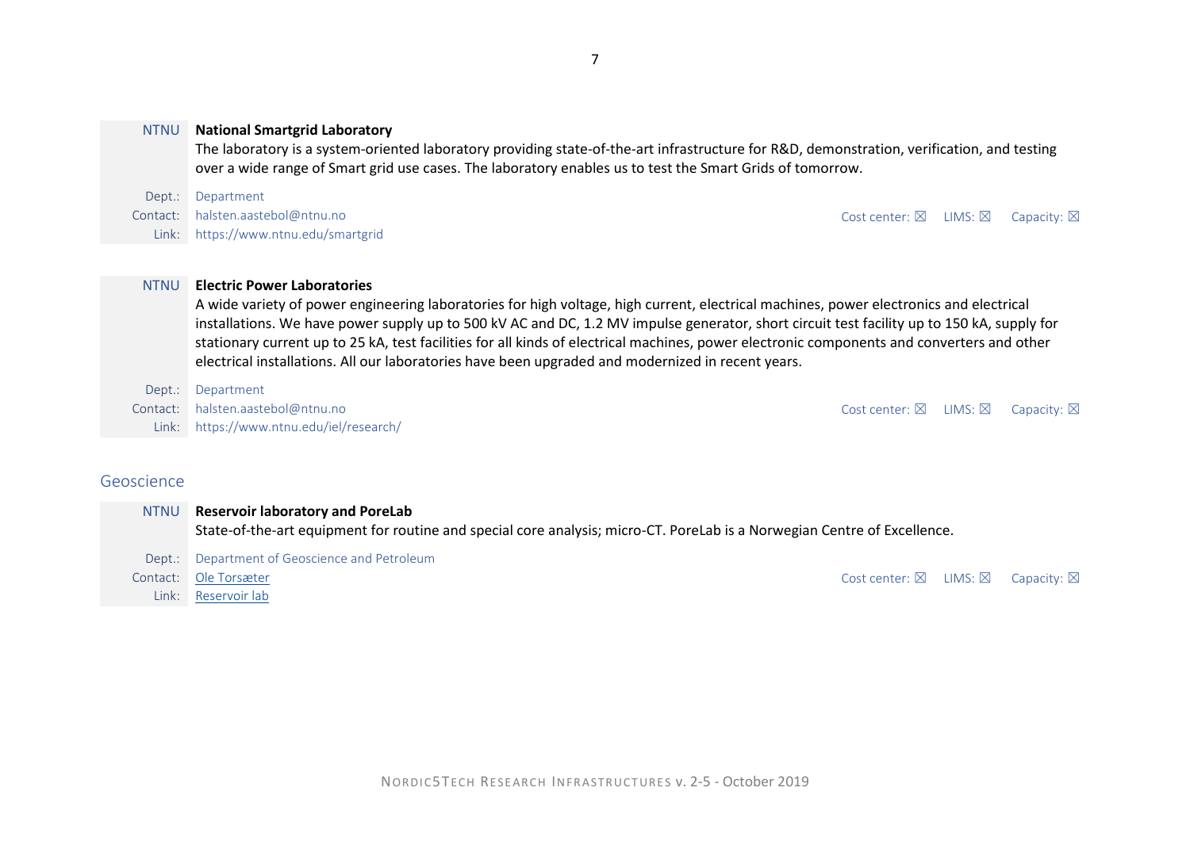**NTNU** — **National Smartgrid Laboratory**

The laboratory is a system-oriented laboratory providing state-of-the-art infrastructure for R&D, demonstration, verification, and testing over a wide range of Smart grid use cases. The laboratory enables us to test the Smart Grids of tomorrow.

Dept.: Department
Contact: halsten.aastebol@ntnu.no
Link: https://www.ntnu.edu/smartgrid

Cost center: ☒ LIMS: ☒ Capacity: ☒

**NTNU** — **Electric Power Laboratories**

A wide variety of power engineering laboratories for high voltage, high current, electrical machines, power electronics and electrical installations. We have power supply up to 500 kV AC and DC, 1.2 MV impulse generator, short circuit test facility up to 150 kA, supply for stationary current up to 25 kA, test facilities for all kinds of electrical machines, power electronic components and converters and other electrical installations. All our laboratories have been upgraded and modernized in recent years.

Dept.: Department
Contact: halsten.aastebol@ntnu.no
Link: https://www.ntnu.edu/iel/research/

Cost center: ☒ LIMS: ☒ Capacity: ☒

## Geoscience

**NTNU** — **Reservoir laboratory and PoreLab**

State-of-the-art equipment for routine and special core analysis; micro-CT. PoreLab is a Norwegian Centre of Excellence.

Dept.: Department of Geoscience and Petroleum
Contact: Ole Torsæter
Link: Reservoir lab

Cost center: ☒ LIMS: ☒ Capacity: ☒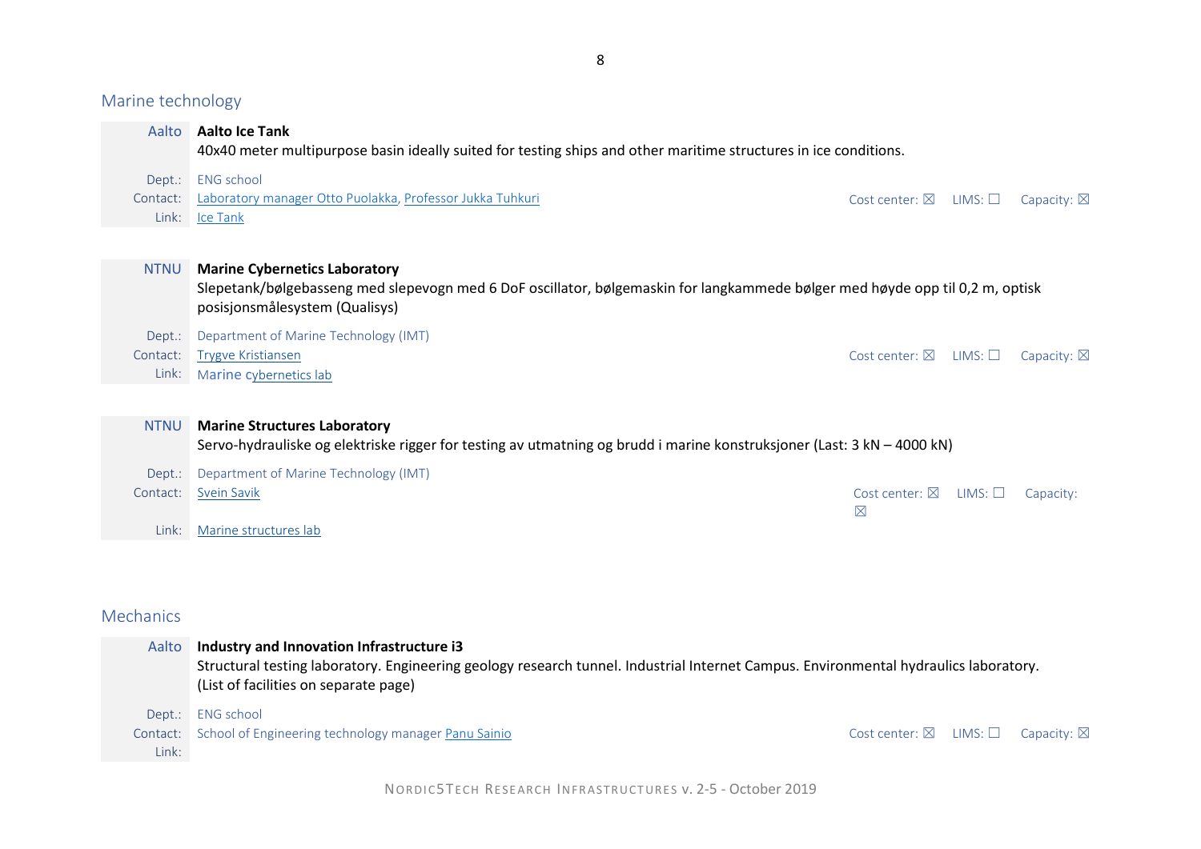## Marine technology

**Aalto** — **Aalto Ice Tank**

40x40 meter multipurpose basin ideally suited for testing ships and other maritime structures in ice conditions.

Dept.: ENG school
Contact: Laboratory manager Otto Puolakka, Professor Jukka Tuhkuri
Link: Ice Tank

Cost center: ☒ LIMS: ☐ Capacity: ☒

**NTNU** — **Marine Cybernetics Laboratory**

Slepetank/bølgebasseng med slepevogn med 6 DoF oscillator, bølgemaskin for langkammede bølger med høyde opp til 0,2 m, optisk posisjonsmålesystem (Qualisys)

Dept.: Department of Marine Technology (IMT)
Contact: Trygve Kristiansen
Link: Marine cybernetics lab

Cost center: ☒ LIMS: ☐ Capacity: ☒

**NTNU** — **Marine Structures Laboratory**

Servo-hydrauliske og elektriske rigger for testing av utmatning og brudd i marine konstruksjoner (Last: 3 kN – 4000 kN)

Dept.: Department of Marine Technology (IMT)
Contact: Svein Savik
Link: Marine structures lab

Cost center: ☒ LIMS: ☐ Capacity: ☒

## Mechanics

**Aalto** — **Industry and Innovation Infrastructure i3**

Structural testing laboratory. Engineering geology research tunnel. Industrial Internet Campus. Environmental hydraulics laboratory. (List of facilities on separate page)

Dept.: ENG school
Contact: School of Engineering technology manager Panu Sainio
Link:

Cost center: ☒ LIMS: ☐ Capacity: ☒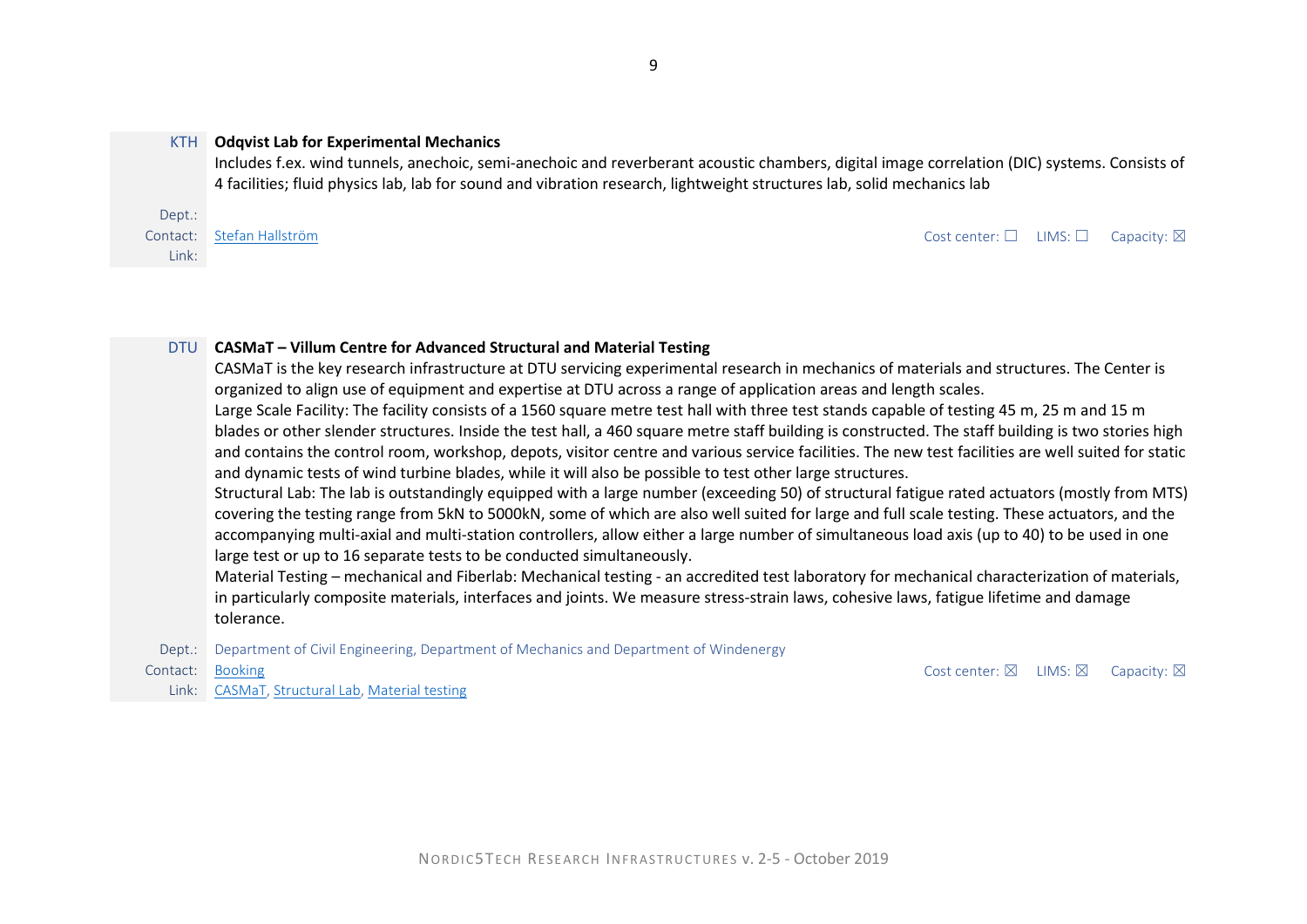KTH **Odqvist Lab for Experimental Mechanics**

Includes f.ex. wind tunnels, anechoic, semi-anechoic and reverberant acoustic chambers, digital image correlation (DIC) systems. Consists of 4 facilities; fluid physics lab, lab for sound and vibration research, lightweight structures lab, solid mechanics lab

Dept.:
Contact: Stefan Hallström
Link:

Cost center: ☐ LIMS: ☐ Capacity: ☒

DTU **CASMaT – Villum Centre for Advanced Structural and Material Testing**

CASMaT is the key research infrastructure at DTU servicing experimental research in mechanics of materials and structures. The Center is organized to align use of equipment and expertise at DTU across a range of application areas and length scales.

Large Scale Facility: The facility consists of a 1560 square metre test hall with three test stands capable of testing 45 m, 25 m and 15 m blades or other slender structures. Inside the test hall, a 460 square metre staff building is constructed. The staff building is two stories high and contains the control room, workshop, depots, visitor centre and various service facilities. The new test facilities are well suited for static and dynamic tests of wind turbine blades, while it will also be possible to test other large structures.

Structural Lab: The lab is outstandingly equipped with a large number (exceeding 50) of structural fatigue rated actuators (mostly from MTS) covering the testing range from 5kN to 5000kN, some of which are also well suited for large and full scale testing. These actuators, and the accompanying multi-axial and multi-station controllers, allow either a large number of simultaneous load axis (up to 40) to be used in one large test or up to 16 separate tests to be conducted simultaneously.

Material Testing – mechanical and Fiberlab: Mechanical testing - an accredited test laboratory for mechanical characterization of materials, in particularly composite materials, interfaces and joints. We measure stress-strain laws, cohesive laws, fatigue lifetime and damage tolerance.

Dept.: Department of Civil Engineering, Department of Mechanics and Department of Windenergy
Contact: Booking
Link: CASMaT, Structural Lab, Material testing

Cost center: ☒ LIMS: ☒ Capacity: ☒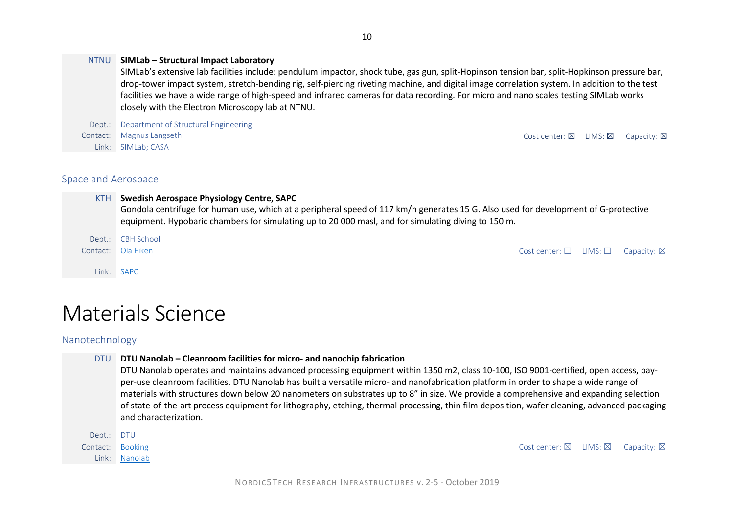**NTNU** **SIMLab – Structural Impact Laboratory**

SIMLab's extensive lab facilities include: pendulum impactor, shock tube, gas gun, split-Hopinson tension bar, split-Hopkinson pressure bar, drop-tower impact system, stretch-bending rig, self-piercing riveting machine, and digital image correlation system. In addition to the test facilities we have a wide range of high-speed and infrared cameras for data recording. For micro and nano scales testing SIMLab works closely with the Electron Microscopy lab at NTNU.

Dept.: Department of Structural Engineering
Contact: Magnus Langseth
Link: SIMLab; CASA

Cost center: ☒ LIMS: ☒ Capacity: ☒

## Space and Aerospace

**KTH** **Swedish Aerospace Physiology Centre, SAPC**

Gondola centrifuge for human use, which at a peripheral speed of 117 km/h generates 15 G. Also used for development of G-protective equipment. Hypobaric chambers for simulating up to 20 000 masl, and for simulating diving to 150 m.

Dept.: CBH School
Contact: Ola Eiken
Link: SAPC

Cost center: ☐ LIMS: ☐ Capacity: ☒

# Materials Science

## Nanotechnology

**DTU** **DTU Nanolab – Cleanroom facilities for micro- and nanochip fabrication**

DTU Nanolab operates and maintains advanced processing equipment within 1350 m2, class 10-100, ISO 9001-certified, open access, pay-per-use cleanroom facilities. DTU Nanolab has built a versatile micro- and nanofabrication platform in order to shape a wide range of materials with structures down below 20 nanometers on substrates up to 8" in size. We provide a comprehensive and expanding selection of state-of-the-art process equipment for lithography, etching, thermal processing, thin film deposition, wafer cleaning, advanced packaging and characterization.

Dept.: DTU
Contact: Booking
Link: Nanolab

Cost center: ☒ LIMS: ☒ Capacity: ☒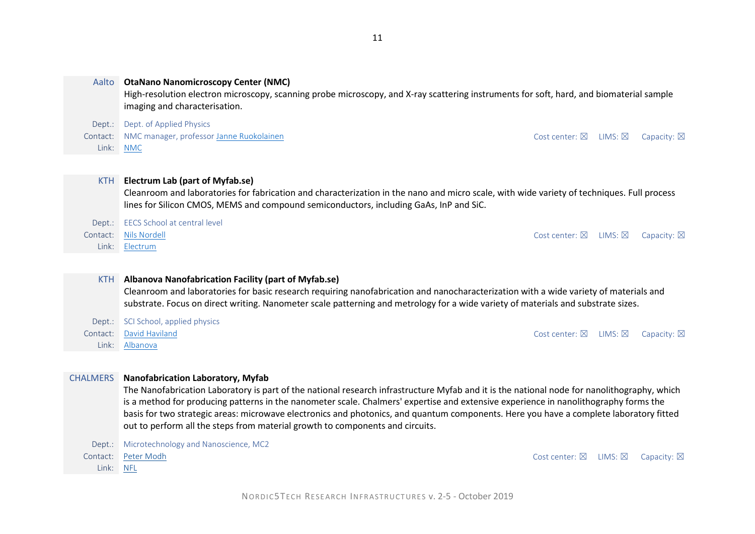**Aalto** **OtaNano Nanomicroscopy Center (NMC)**

High-resolution electron microscopy, scanning probe microscopy, and X-ray scattering instruments for soft, hard, and biomaterial sample imaging and characterisation.

Dept.: Dept. of Applied Physics
Contact: NMC manager, professor Janne Ruokolainen
Link: NMC

Cost center: ☒ LIMS: ☒ Capacity: ☒

**KTH** **Electrum Lab (part of Myfab.se)**

Cleanroom and laboratories for fabrication and characterization in the nano and micro scale, with wide variety of techniques. Full process lines for Silicon CMOS, MEMS and compound semiconductors, including GaAs, InP and SiC.

Dept.: EECS School at central level
Contact: Nils Nordell
Link: Electrum

Cost center: ☒ LIMS: ☒ Capacity: ☒

**KTH** **Albanova Nanofabrication Facility (part of Myfab.se)**

Cleanroom and laboratories for basic research requiring nanofabrication and nanocharacterization with a wide variety of materials and substrate. Focus on direct writing. Nanometer scale patterning and metrology for a wide variety of materials and substrate sizes.

Dept.: SCI School, applied physics
Contact: David Haviland
Link: Albanova

Cost center: ☒ LIMS: ☒ Capacity: ☒

**CHALMERS** **Nanofabrication Laboratory, Myfab**

The Nanofabrication Laboratory is part of the national research infrastructure Myfab and it is the national node for nanolithography, which is a method for producing patterns in the nanometer scale. Chalmers' expertise and extensive experience in nanolithography forms the basis for two strategic areas: microwave electronics and photonics, and quantum components. Here you have a complete laboratory fitted out to perform all the steps from material growth to components and circuits.

Dept.: Microtechnology and Nanoscience, MC2
Contact: Peter Modh
Link: NFL

Cost center: ☒ LIMS: ☒ Capacity: ☒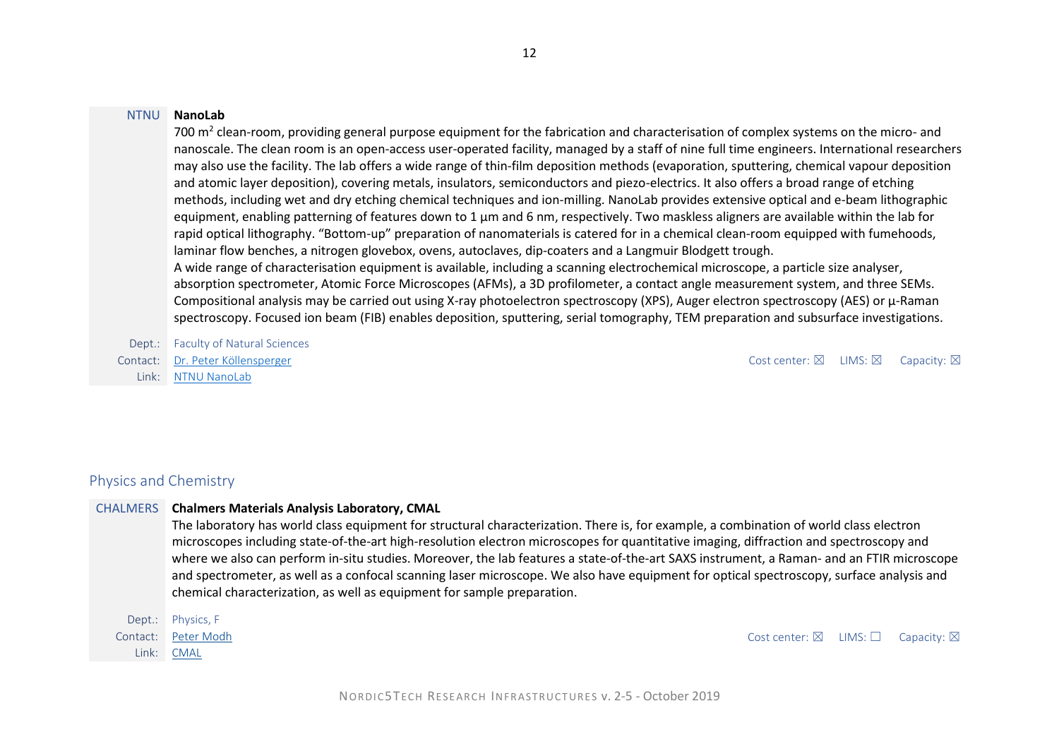**NTNU** **NanoLab**

700 m$^2$ clean-room, providing general purpose equipment for the fabrication and characterisation of complex systems on the micro- and nanoscale. The clean room is an open-access user-operated facility, managed by a staff of nine full time engineers. International researchers may also use the facility. The lab offers a wide range of thin-film deposition methods (evaporation, sputtering, chemical vapour deposition and atomic layer deposition), covering metals, insulators, semiconductors and piezo-electrics. It also offers a broad range of etching methods, including wet and dry etching chemical techniques and ion-milling. NanoLab provides extensive optical and e-beam lithographic equipment, enabling patterning of features down to 1 µm and 6 nm, respectively. Two maskless aligners are available within the lab for rapid optical lithography. "Bottom-up" preparation of nanomaterials is catered for in a chemical clean-room equipped with fumehoods, laminar flow benches, a nitrogen glovebox, ovens, autoclaves, dip-coaters and a Langmuir Blodgett trough.
A wide range of characterisation equipment is available, including a scanning electrochemical microscope, a particle size analyser, absorption spectrometer, Atomic Force Microscopes (AFMs), a 3D profilometer, a contact angle measurement system, and three SEMs. Compositional analysis may be carried out using X-ray photoelectron spectroscopy (XPS), Auger electron spectroscopy (AES) or µ-Raman spectroscopy. Focused ion beam (FIB) enables deposition, sputtering, serial tomography, TEM preparation and subsurface investigations.

Dept.: Faculty of Natural Sciences
Contact: Dr. Peter Köllensperger
Link: NTNU NanoLab

Cost center: ☒ LIMS: ☒ Capacity: ☒

## Physics and Chemistry

**CHALMERS** **Chalmers Materials Analysis Laboratory, CMAL**

The laboratory has world class equipment for structural characterization. There is, for example, a combination of world class electron microscopes including state-of-the-art high-resolution electron microscopes for quantitative imaging, diffraction and spectroscopy and where we also can perform in-situ studies. Moreover, the lab features a state-of-the-art SAXS instrument, a Raman- and an FTIR microscope and spectrometer, as well as a confocal scanning laser microscope. We also have equipment for optical spectroscopy, surface analysis and chemical characterization, as well as equipment for sample preparation.

Dept.: Physics, F
Contact: Peter Modh
Link: CMAL

Cost center: ☒ LIMS: ☐ Capacity: ☒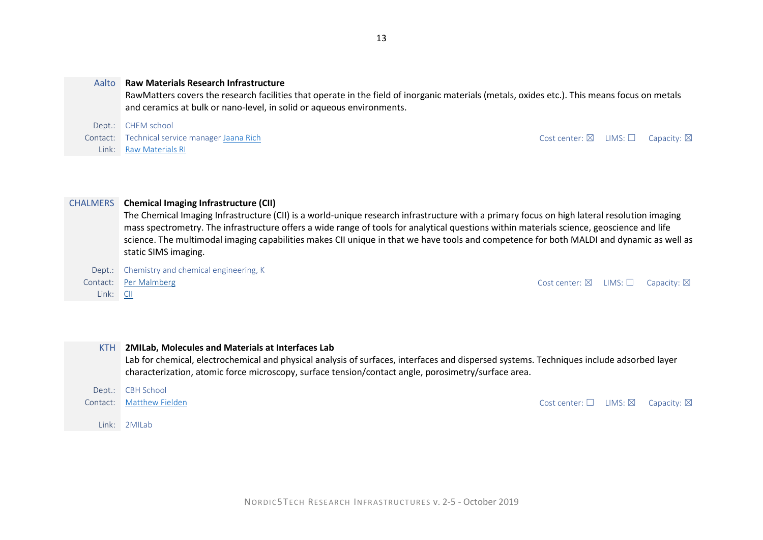**Aalto**

### Raw Materials Research Infrastructure

RawMatters covers the research facilities that operate in the field of inorganic materials (metals, oxides etc.). This means focus on metals and ceramics at bulk or nano-level, in solid or aqueous environments.

Dept.: CHEM school
Contact: Technical service manager Jaana Rich
Link: Raw Materials RI

Cost center: ☒ LIMS: ☐ Capacity: ☒

**CHALMERS**

### Chemical Imaging Infrastructure (CII)

The Chemical Imaging Infrastructure (CII) is a world-unique research infrastructure with a primary focus on high lateral resolution imaging mass spectrometry. The infrastructure offers a wide range of tools for analytical questions within materials science, geoscience and life science. The multimodal imaging capabilities makes CII unique in that we have tools and competence for both MALDI and dynamic as well as static SIMS imaging.

Dept.: Chemistry and chemical engineering, K
Contact: Per Malmberg
Link: CII

Cost center: ☒ LIMS: ☐ Capacity: ☒

**KTH**

### 2MILab, Molecules and Materials at Interfaces Lab

Lab for chemical, electrochemical and physical analysis of surfaces, interfaces and dispersed systems. Techniques include adsorbed layer characterization, atomic force microscopy, surface tension/contact angle, porosimetry/surface area.

Dept.: CBH School
Contact: Matthew Fielden
Link: 2MILab

Cost center: ☐ LIMS: ☒ Capacity: ☒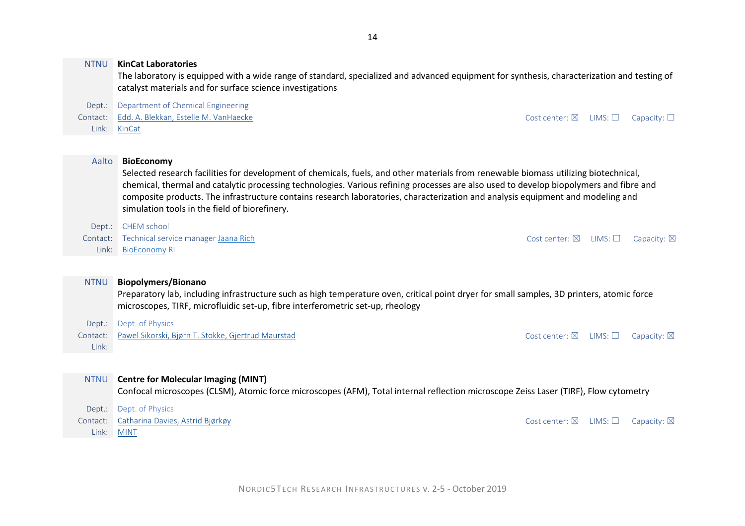**NTNU** **KinCat Laboratories**

The laboratory is equipped with a wide range of standard, specialized and advanced equipment for synthesis, characterization and testing of catalyst materials and for surface science investigations

Dept.: Department of Chemical Engineering
Contact: Edd. A. Blekkan, Estelle M. VanHaecke
Link: KinCat

Cost center: ☒ LIMS: ☐ Capacity: ☐

**Aalto** **BioEconomy**

Selected research facilities for development of chemicals, fuels, and other materials from renewable biomass utilizing biotechnical, chemical, thermal and catalytic processing technologies. Various refining processes are also used to develop biopolymers and fibre and composite products. The infrastructure contains research laboratories, characterization and analysis equipment and modeling and simulation tools in the field of biorefinery.

Dept.: CHEM school
Contact: Technical service manager Jaana Rich
Link: BioEconomy RI

Cost center: ☒ LIMS: ☐ Capacity: ☒

**NTNU** **Biopolymers/Bionano**

Preparatory lab, including infrastructure such as high temperature oven, critical point dryer for small samples, 3D printers, atomic force microscopes, TIRF, microfluidic set-up, fibre interferometric set-up, rheology

Dept.: Dept. of Physics
Contact: Pawel Sikorski, Bjørn T. Stokke, Gjertrud Maurstad
Link:

Cost center: ☒ LIMS: ☐ Capacity: ☒

**NTNU** **Centre for Molecular Imaging (MINT)**

Confocal microscopes (CLSM), Atomic force microscopes (AFM), Total internal reflection microscope Zeiss Laser (TIRF), Flow cytometry

Dept.: Dept. of Physics
Contact: Catharina Davies, Astrid Bjørkøy
Link: MINT

Cost center: ☒ LIMS: ☐ Capacity: ☒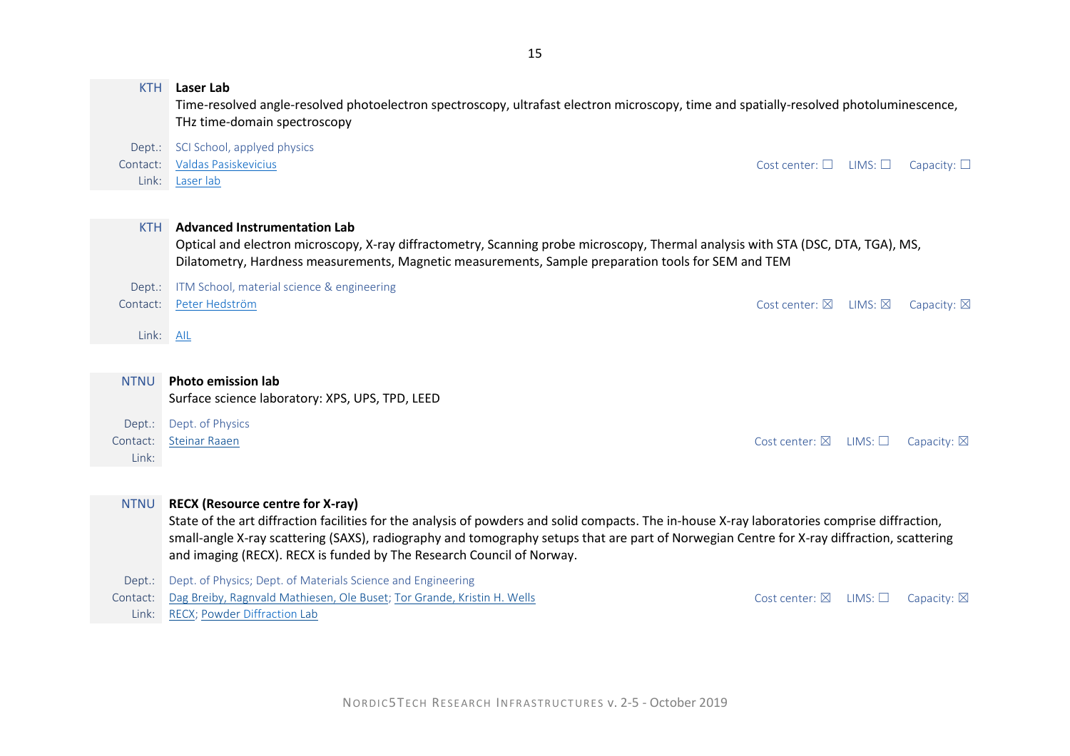KTH **Laser Lab**

Time-resolved angle-resolved photoelectron spectroscopy, ultrafast electron microscopy, time and spatially-resolved photoluminescence, THz time-domain spectroscopy

Dept.: SCI School, applyed physics
Contact: Valdas Pasiskevicius
Link: Laser lab

Cost center: ☐ LIMS: ☐ Capacity: ☐

KTH **Advanced Instrumentation Lab**

Optical and electron microscopy, X-ray diffractometry, Scanning probe microscopy, Thermal analysis with STA (DSC, DTA, TGA), MS, Dilatometry, Hardness measurements, Magnetic measurements, Sample preparation tools for SEM and TEM

Dept.: ITM School, material science & engineering
Contact: Peter Hedström
Link: AIL

Cost center: ☒ LIMS: ☒ Capacity: ☒

NTNU **Photo emission lab**

Surface science laboratory: XPS, UPS, TPD, LEED

Dept.: Dept. of Physics
Contact: Steinar Raaen
Link:

Cost center: ☒ LIMS: ☐ Capacity: ☒

NTNU **RECX (Resource centre for X-ray)**

State of the art diffraction facilities for the analysis of powders and solid compacts. The in-house X-ray laboratories comprise diffraction, small-angle X-ray scattering (SAXS), radiography and tomography setups that are part of Norwegian Centre for X-ray diffraction, scattering and imaging (RECX). RECX is funded by The Research Council of Norway.

Dept.: Dept. of Physics; Dept. of Materials Science and Engineering
Contact: Dag Breiby, Ragnvald Mathiesen, Ole Buset; Tor Grande, Kristin H. Wells
Link: RECX; Powder Diffraction Lab

Cost center: ☒ LIMS: ☐ Capacity: ☒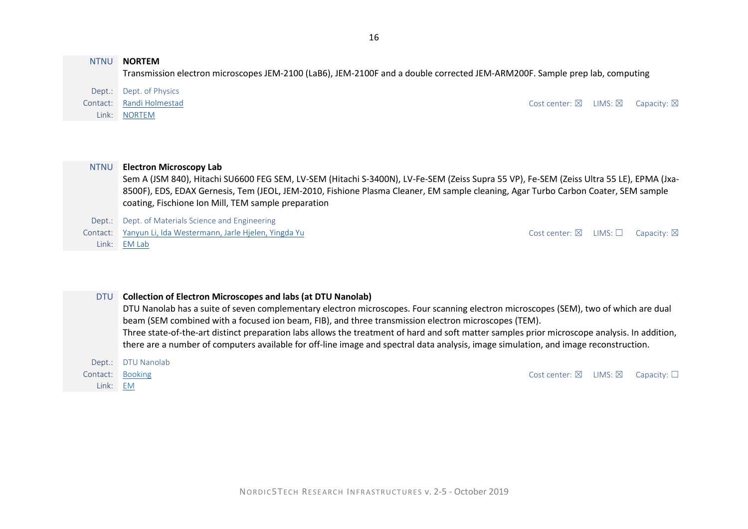NTNU **NORTEM**

Transmission electron microscopes JEM-2100 (LaB6), JEM-2100F and a double corrected JEM-ARM200F. Sample prep lab, computing

Dept.: Dept. of Physics
Contact: Randi Holmestad
Link: NORTEM

Cost center: ☒ LIMS: ☒ Capacity: ☒

NTNU **Electron Microscopy Lab**

Sem A (JSM 840), Hitachi SU6600 FEG SEM, LV-SEM (Hitachi S-3400N), LV-Fe-SEM (Zeiss Supra 55 VP), Fe-SEM (Zeiss Ultra 55 LE), EPMA (Jxa-8500F), EDS, EDAX Gernesis, Tem (JEOL, JEM-2010, Fishione Plasma Cleaner, EM sample cleaning, Agar Turbo Carbon Coater, SEM sample coating, Fischione Ion Mill, TEM sample preparation

Dept.: Dept. of Materials Science and Engineering
Contact: Yanyun Li, Ida Westermann, Jarle Hjelen, Yingda Yu
Link: EM Lab

Cost center: ☒ LIMS: ☐ Capacity: ☒

DTU **Collection of Electron Microscopes and labs (at DTU Nanolab)**

DTU Nanolab has a suite of seven complementary electron microscopes. Four scanning electron microscopes (SEM), two of which are dual beam (SEM combined with a focused ion beam, FIB), and three transmission electron microscopes (TEM).
Three state-of-the-art distinct preparation labs allows the treatment of hard and soft matter samples prior microscope analysis. In addition, there are a number of computers available for off-line image and spectral data analysis, image simulation, and image reconstruction.

Dept.: DTU Nanolab
Contact: Booking
Link: EM

Cost center: ☒ LIMS: ☒ Capacity: ☐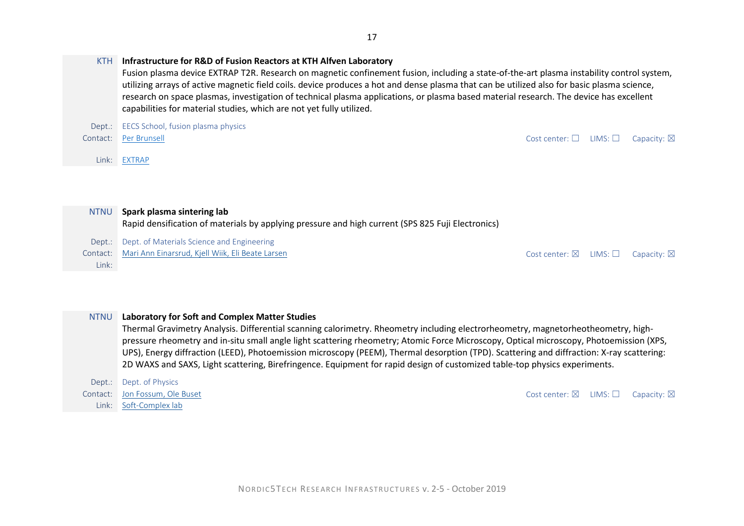KTH **Infrastructure for R&D of Fusion Reactors at KTH Alfven Laboratory**

Fusion plasma device EXTRAP T2R. Research on magnetic confinement fusion, including a state-of-the-art plasma instability control system, utilizing arrays of active magnetic field coils. device produces a hot and dense plasma that can be utilized also for basic plasma science, research on space plasmas, investigation of technical plasma applications, or plasma based material research. The device has excellent capabilities for material studies, which are not yet fully utilized.

Dept.: EECS School, fusion plasma physics
Contact: Per Brunsell
Cost center: ☐ LIMS: ☐ Capacity: ☒
Link: EXTRAP

NTNU **Spark plasma sintering lab**

Rapid densification of materials by applying pressure and high current (SPS 825 Fuji Electronics)

Dept.: Dept. of Materials Science and Engineering
Contact: Mari Ann Einarsrud, Kjell Wiik, Eli Beate Larsen
Cost center: ☒ LIMS: ☐ Capacity: ☒
Link:

NTNU **Laboratory for Soft and Complex Matter Studies**

Thermal Gravimetry Analysis. Differential scanning calorimetry. Rheometry including electrorheometry, magnetorheotheometry, high-pressure rheometry and in-situ small angle light scattering rheometry; Atomic Force Microscopy, Optical microscopy, Photoemission (XPS, UPS), Energy diffraction (LEED), Photoemission microscopy (PEEM), Thermal desorption (TPD). Scattering and diffraction: X-ray scattering: 2D WAXS and SAXS, Light scattering, Birefringence. Equipment for rapid design of customized table-top physics experiments.

Dept.: Dept. of Physics
Contact: Jon Fossum, Ole Buset
Cost center: ☒ LIMS: ☐ Capacity: ☒
Link: Soft-Complex lab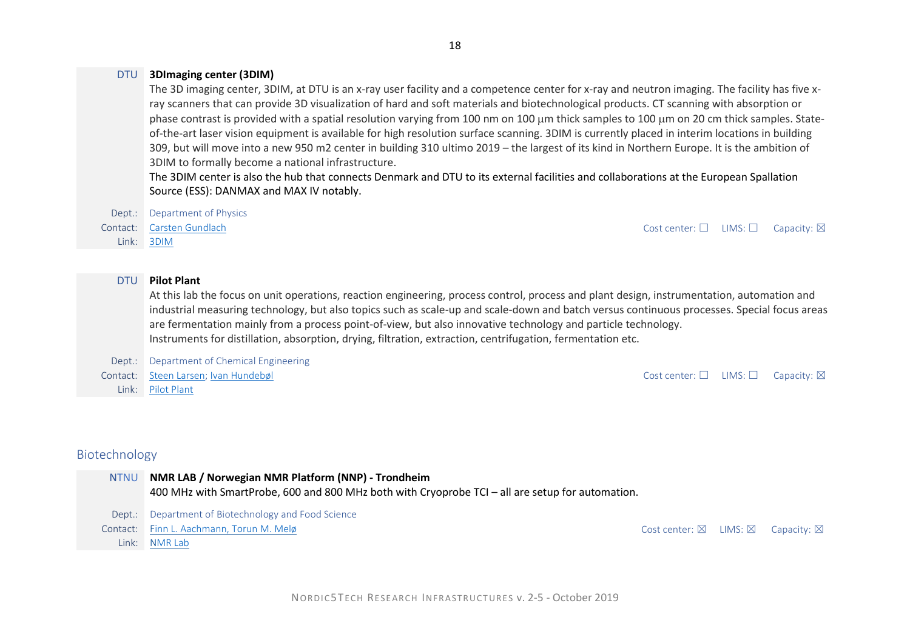DTU **3DImaging center (3DIM)**

The 3D imaging center, 3DIM, at DTU is an x-ray user facility and a competence center for x-ray and neutron imaging. The facility has five x-ray scanners that can provide 3D visualization of hard and soft materials and biotechnological products. CT scanning with absorption or phase contrast is provided with a spatial resolution varying from 100 nm on 100 µm thick samples to 100 µm on 20 cm thick samples. State-of-the-art laser vision equipment is available for high resolution surface scanning. 3DIM is currently placed in interim locations in building 309, but will move into a new 950 m2 center in building 310 ultimo 2019 – the largest of its kind in Northern Europe. It is the ambition of 3DIM to formally become a national infrastructure.

The 3DIM center is also the hub that connects Denmark and DTU to its external facilities and collaborations at the European Spallation Source (ESS): DANMAX and MAX IV notably.

Dept.: Department of Physics
Contact: Carsten Gundlach
Link: 3DIM

Cost center: ☐ LIMS: ☐ Capacity: ☒

DTU **Pilot Plant**

At this lab the focus on unit operations, reaction engineering, process control, process and plant design, instrumentation, automation and industrial measuring technology, but also topics such as scale-up and scale-down and batch versus continuous processes. Special focus areas are fermentation mainly from a process point-of-view, but also innovative technology and particle technology.
Instruments for distillation, absorption, drying, filtration, extraction, centrifugation, fermentation etc.

Dept.: Department of Chemical Engineering
Contact: Steen Larsen; Ivan Hundebøl
Link: Pilot Plant

Cost center: ☐ LIMS: ☐ Capacity: ☒

## Biotechnology

NTNU **NMR LAB / Norwegian NMR Platform (NNP) - Trondheim**

400 MHz with SmartProbe, 600 and 800 MHz both with Cryoprobe TCI – all are setup for automation.

Dept.: Department of Biotechnology and Food Science
Contact: Finn L. Aachmann, Torun M. Melø
Link: NMR Lab

Cost center: ☒ LIMS: ☒ Capacity: ☒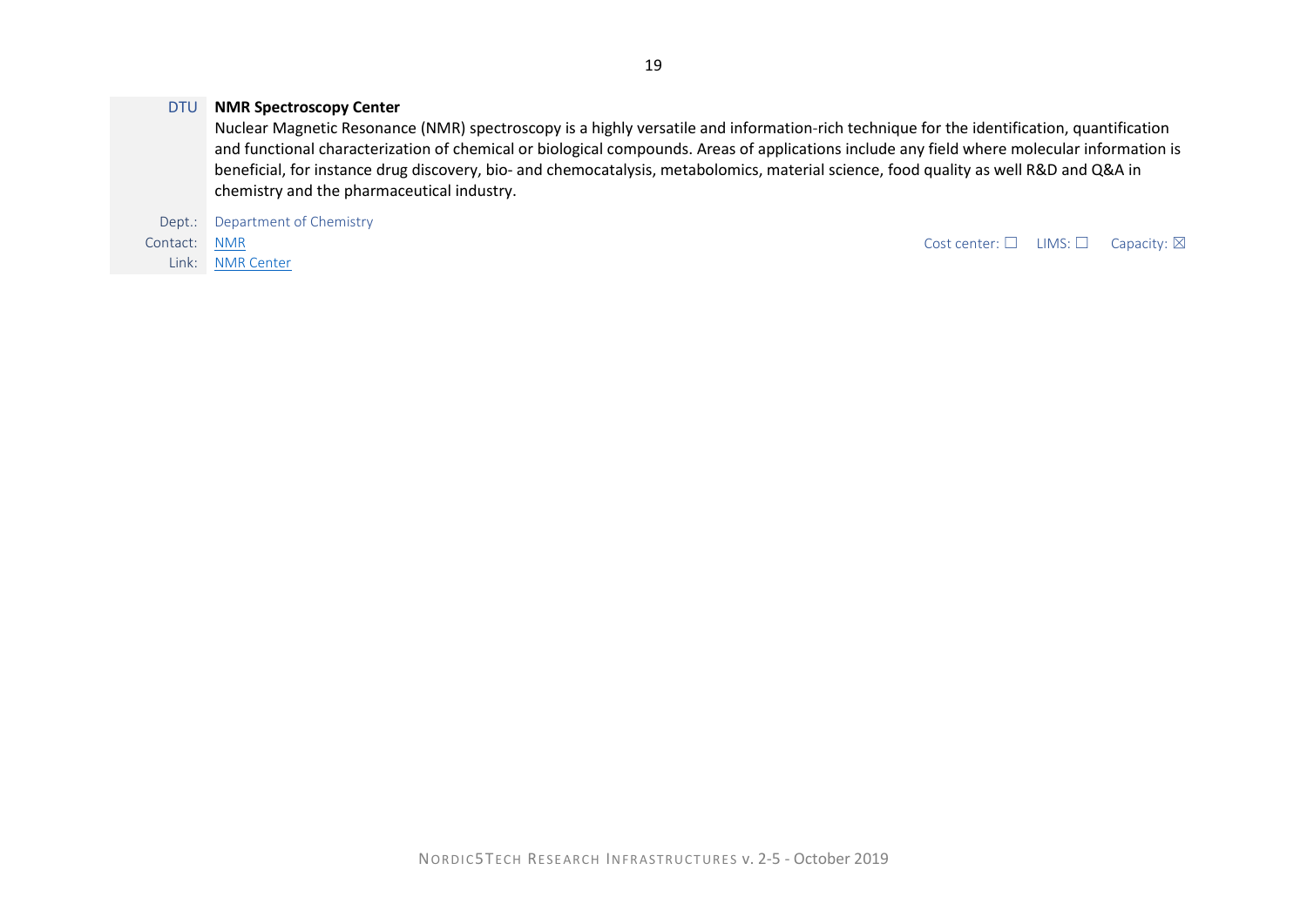DTU **NMR Spectroscopy Center**

Nuclear Magnetic Resonance (NMR) spectroscopy is a highly versatile and information-rich technique for the identification, quantification and functional characterization of chemical or biological compounds. Areas of applications include any field where molecular information is beneficial, for instance drug discovery, bio- and chemocatalysis, metabolomics, material science, food quality as well R&D and Q&A in chemistry and the pharmaceutical industry.

Dept.: Department of Chemistry
Contact: NMR
Link: NMR Center

Cost center: ☐ LIMS: ☐ Capacity: ☒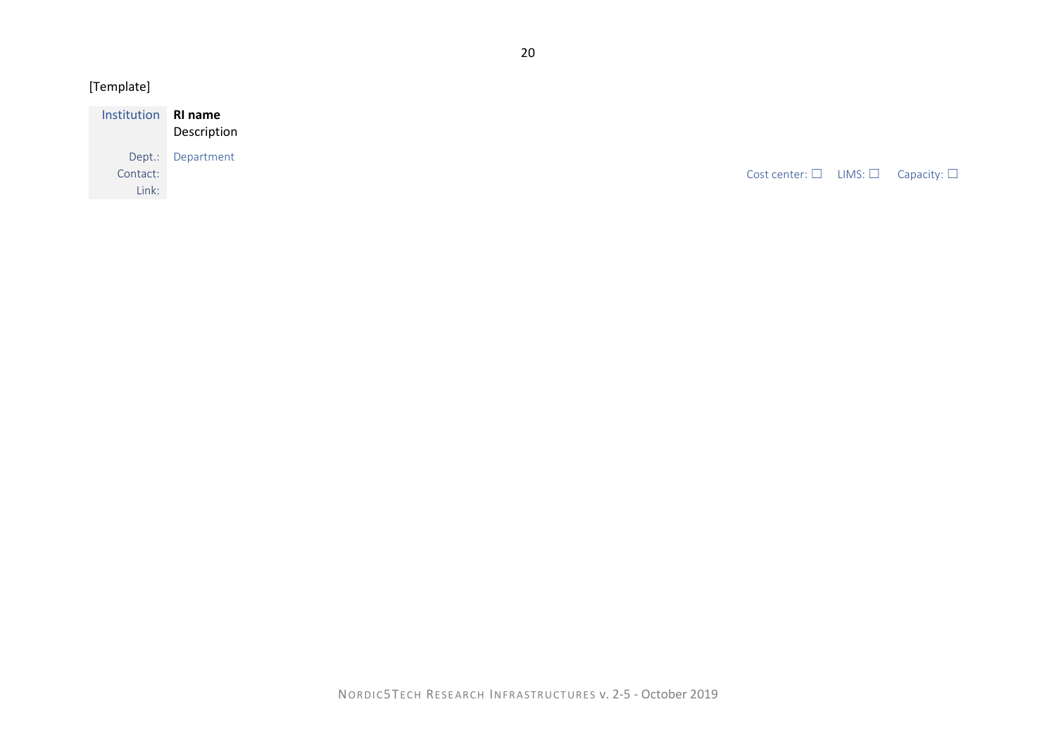[Template]

| | |
|---|---|
| Institution | **RI name**<br>Description |
| Dept.: | Department |
| Contact: | |
| Link: | |

Cost center: ☐ LIMS: ☐ Capacity: ☐